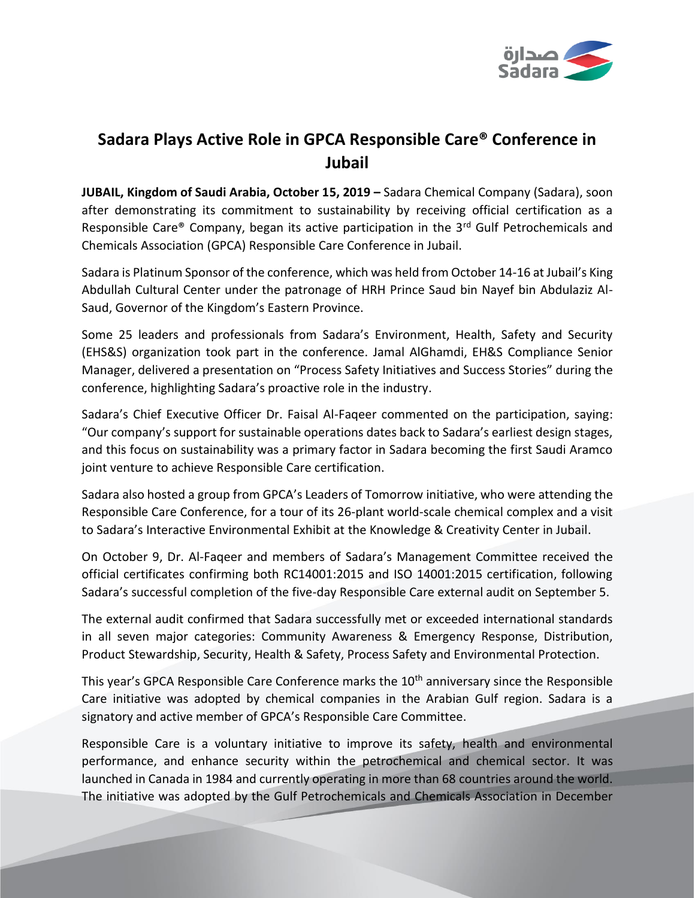# Sadara Plays Active Role in GPCA Responsible Care® Conference in Jubail

**JUBAIL, Kingdom of Saudi Arabia, October 15, 2019 –** Sadara Chemical Company (Sadara), soon after demonstrating its commitment to sustainability by receiving official certification as a Responsible Care® Company, began its active participation in the 3rd Gulf Petrochemicals and Chemicals Association (GPCA) Responsible Care Conference in Jubail.

Sadara is Platinum Sponsor of the conference, which was held from October 14-16 at Jubail's King Abdullah Cultural Center under the patronage of HRH Prince Saud bin Nayef bin Abdulaziz Al-Saud, Governor of the Kingdom's Eastern Province.

Some 25 leaders and professionals from Sadara's Environment, Health, Safety and Security (EHS&S) organization took part in the conference. Jamal AlGhamdi, EH&S Compliance Senior Manager, delivered a presentation on "Process Safety Initiatives and Success Stories" during the conference, highlighting Sadara's proactive role in the industry.

Sadara's Chief Executive Officer Dr. Faisal Al-Faqeer commented on the participation, saying: "Our company's support for sustainable operations dates back to Sadara's earliest design stages, and this focus on sustainability was a primary factor in Sadara becoming the first Saudi Aramco joint venture to achieve Responsible Care certification.

Sadara also hosted a group from GPCA's Leaders of Tomorrow initiative, who were attending the Responsible Care Conference, for a tour of its 26-plant world-scale chemical complex and a visit to Sadara's Interactive Environmental Exhibit at the Knowledge & Creativity Center in Jubail.

On October 9, Dr. Al-Faqeer and members of Sadara's Management Committee received the official certificates confirming both RC14001:2015 and ISO 14001:2015 certification, following Sadara's successful completion of the five-day Responsible Care external audit on September 5.

The external audit confirmed that Sadara successfully met or exceeded international standards in all seven major categories: Community Awareness & Emergency Response, Distribution, Product Stewardship, Security, Health & Safety, Process Safety and Environmental Protection.

This year's GPCA Responsible Care Conference marks the 10th anniversary since the Responsible Care initiative was adopted by chemical companies in the Arabian Gulf region. Sadara is a signatory and active member of GPCA's Responsible Care Committee.

Responsible Care is a voluntary initiative to improve its safety, health and environmental performance, and enhance security within the petrochemical and chemical sector. It was launched in Canada in 1984 and currently operating in more than 68 countries around the world. The initiative was adopted by the Gulf Petrochemicals and Chemicals Association in December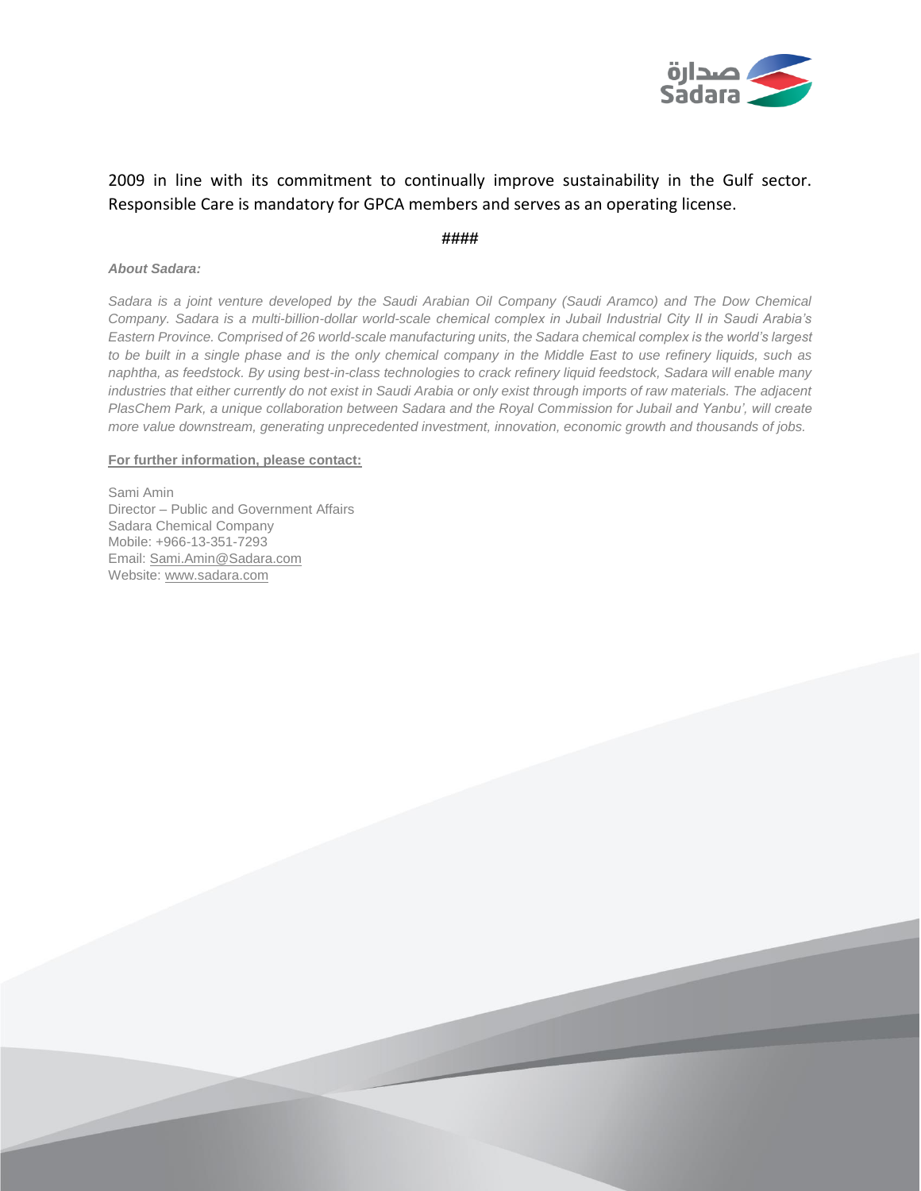2009 in line with its commitment to continually improve sustainability in the Gulf sector. Responsible Care is mandatory for GPCA members and serves as an operating license.

####

***About Sadara:***

*Sadara is a joint venture developed by the Saudi Arabian Oil Company (Saudi Aramco) and The Dow Chemical Company. Sadara is a multi-billion-dollar world-scale chemical complex in Jubail Industrial City II in Saudi Arabia's Eastern Province. Comprised of 26 world-scale manufacturing units, the Sadara chemical complex is the world's largest to be built in a single phase and is the only chemical company in the Middle East to use refinery liquids, such as naphtha, as feedstock. By using best-in-class technologies to crack refinery liquid feedstock, Sadara will enable many industries that either currently do not exist in Saudi Arabia or only exist through imports of raw materials. The adjacent PlasChem Park, a unique collaboration between Sadara and the Royal Commission for Jubail and Yanbu', will create more value downstream, generating unprecedented investment, innovation, economic growth and thousands of jobs.*

**For further information, please contact:**

Sami Amin
Director – Public and Government Affairs
Sadara Chemical Company
Mobile: +966-13-351-7293
Email: Sami.Amin@Sadara.com
Website: www.sadara.com